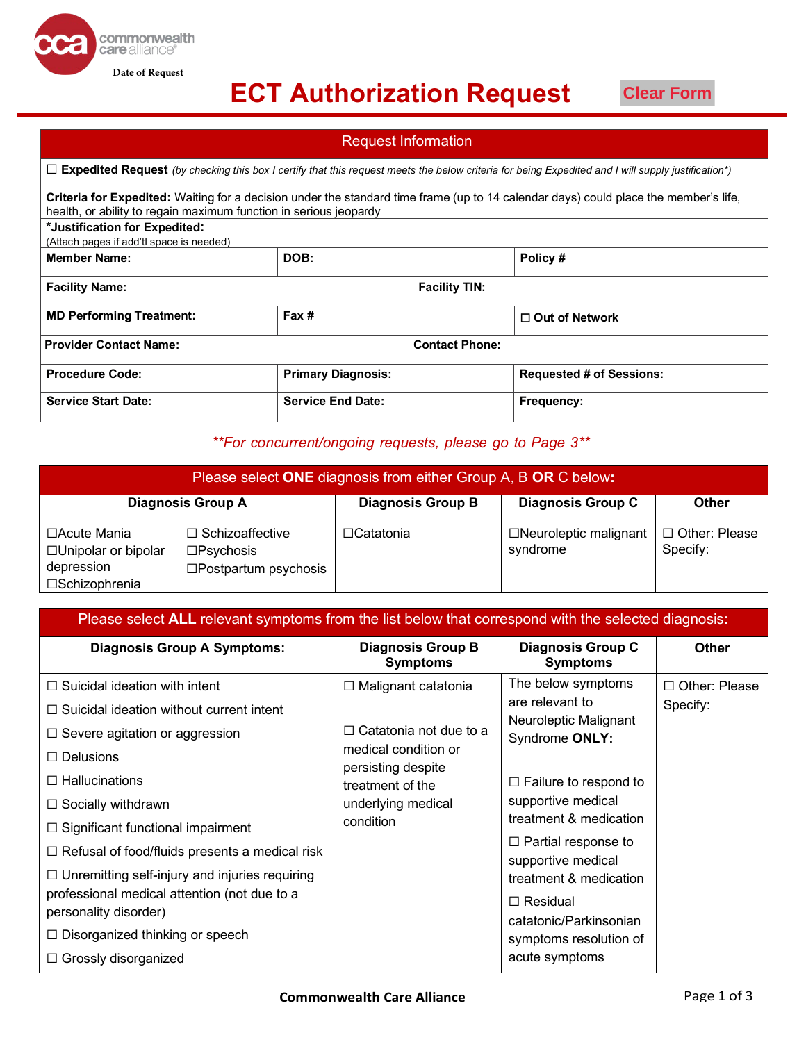commonwealth care alliance

Date of Request

# ECT Authorization Request

Clear Form

## Request Information

☐ **Expedited Request** *(by checking this box I certify that this request meets the below criteria for being Expedited and I will supply justification*)*

**Criteria for Expedited:** Waiting for a decision under the standard time frame (up to 14 calendar days) could place the member's life, health, or ability to regain maximum function in serious jeopardy

***Justification for Expedited:**
(Attach pages if add'tl space is needed)

| | | |
|---|---|---|
| **Member Name:** | **DOB:** | **Policy #** |
| **Facility Name:** | **Facility TIN:** | |
| **MD Performing Treatment:** | **Fax #** | ☐ **Out of Network** |
| **Provider Contact Name:** | **Contact Phone:** | |
| **Procedure Code:** | **Primary Diagnosis:** | **Requested # of Sessions:** |
| **Service Start Date:** | **Service End Date:** | **Frequency:** |

***For concurrent/ongoing requests, please go to Page 3***

## Please select **ONE** diagnosis from either Group A, B **OR** C below:

| Diagnosis Group A | | Diagnosis Group B | Diagnosis Group C | Other |
|---|---|---|---|---|
| ☐Acute Mania<br>☐Unipolar or bipolar depression<br>☐Schizophrenia | ☐ Schizoaffective<br>☐Psychosis<br>☐Postpartum psychosis | ☐Catatonia | ☐Neuroleptic malignant syndrome | ☐ Other: Please Specify: |

## Please select **ALL** relevant symptoms from the list below that correspond with the selected diagnosis:

| Diagnosis Group A Symptoms: | Diagnosis Group B Symptoms | Diagnosis Group C Symptoms | Other |
|---|---|---|---|
| ☐ Suicidal ideation with intent<br>☐ Suicidal ideation without current intent<br>☐ Severe agitation or aggression<br>☐ Delusions<br>☐ Hallucinations<br>☐ Socially withdrawn<br>☐ Significant functional impairment<br>☐ Refusal of food/fluids presents a medical risk<br>☐ Unremitting self-injury and injuries requiring professional medical attention (not due to a personality disorder)<br>☐ Disorganized thinking or speech<br>☐ Grossly disorganized | ☐ Malignant catatonia<br>☐ Catatonia not due to a medical condition or persisting despite treatment of the underlying medical condition | The below symptoms are relevant to Neuroleptic Malignant Syndrome **ONLY:**<br>☐ Failure to respond to supportive medical treatment & medication<br>☐ Partial response to supportive medical treatment & medication<br>☐ Residual catatonic/Parkinsonian symptoms resolution of acute symptoms | ☐ Other: Please Specify: |

Commonwealth Care Alliance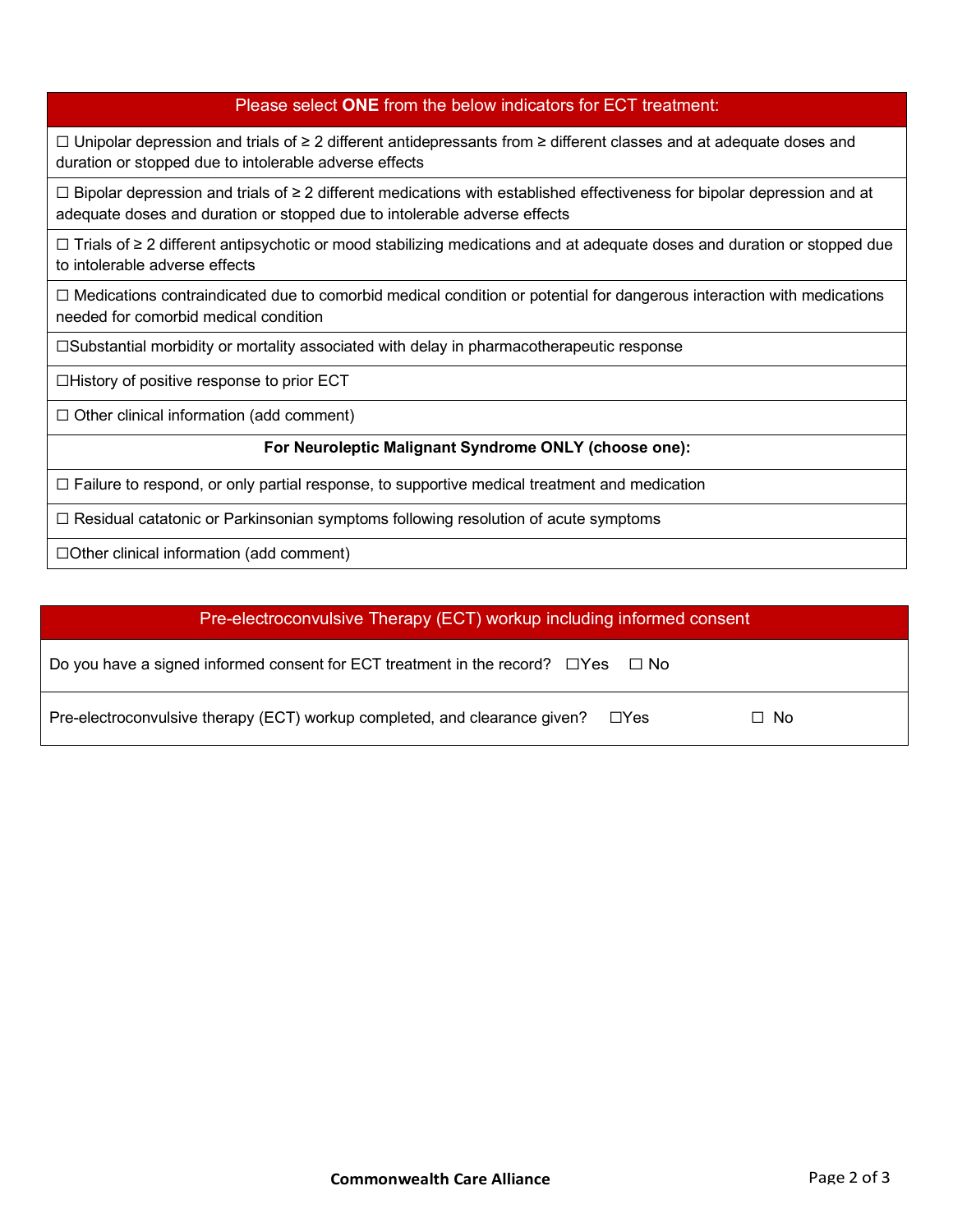| Please select **ONE** from the below indicators for ECT treatment: |
|---|
| ☐ Unipolar depression and trials of ≥ 2 different antidepressants from ≥ different classes and at adequate doses and duration or stopped due to intolerable adverse effects |
| ☐ Bipolar depression and trials of ≥ 2 different medications with established effectiveness for bipolar depression and at adequate doses and duration or stopped due to intolerable adverse effects |
| ☐ Trials of ≥ 2 different antipsychotic or mood stabilizing medications and at adequate doses and duration or stopped due to intolerable adverse effects |
| ☐ Medications contraindicated due to comorbid medical condition or potential for dangerous interaction with medications needed for comorbid medical condition |
| ☐Substantial morbidity or mortality associated with delay in pharmacotherapeutic response |
| ☐History of positive response to prior ECT |
| ☐ Other clinical information (add comment) |
| **For Neuroleptic Malignant Syndrome ONLY (choose one):** |
| ☐ Failure to respond, or only partial response, to supportive medical treatment and medication |
| ☐ Residual catatonic or Parkinsonian symptoms following resolution of acute symptoms |
| ☐Other clinical information (add comment) |

| Pre-electroconvulsive Therapy (ECT) workup including informed consent | | |
|---|---|---|
| Do you have a signed informed consent for ECT treatment in the record? | ☐Yes | ☐ No |
| Pre-electroconvulsive therapy (ECT) workup completed, and clearance given? | ☐Yes | ☐ No |

**Commonwealth Care Alliance**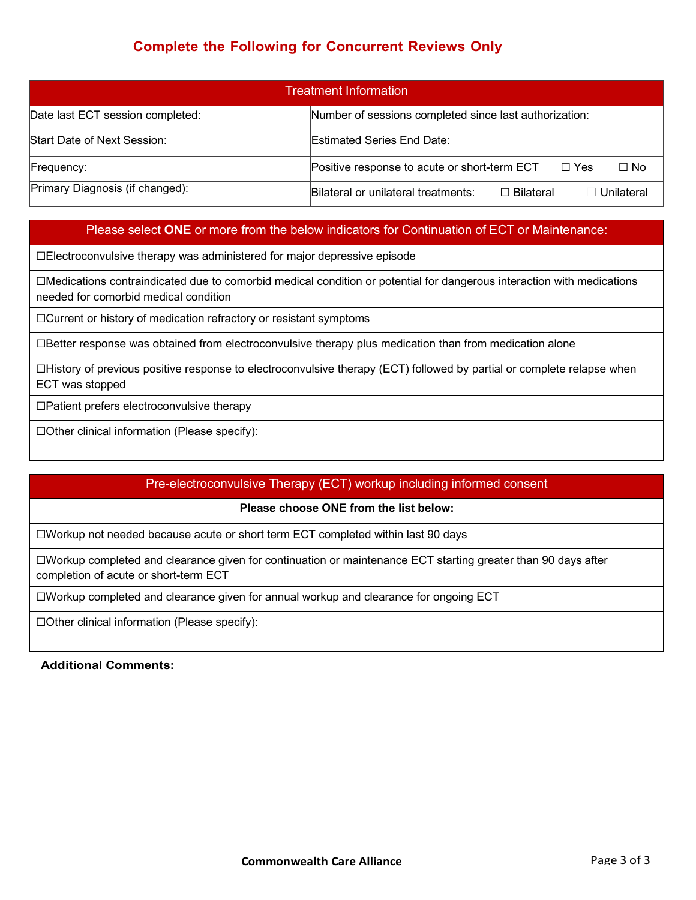## Complete the Following for Concurrent Reviews Only

| Treatment Information | |
|---|---|
| Date last ECT session completed: | Number of sessions completed since last authorization: |
| Start Date of Next Session: | Estimated Series End Date: |
| Frequency: | Positive response to acute or short-term ECT ☐ Yes ☐ No |
| Primary Diagnosis (if changed): | Bilateral or unilateral treatments: ☐ Bilateral ☐ Unilateral |

| Please select **ONE** or more from the below indicators for Continuation of ECT or Maintenance: |
|---|
| ☐Electroconvulsive therapy was administered for major depressive episode |
| ☐Medications contraindicated due to comorbid medical condition or potential for dangerous interaction with medications needed for comorbid medical condition |
| ☐Current or history of medication refractory or resistant symptoms |
| ☐Better response was obtained from electroconvulsive therapy plus medication than from medication alone |
| ☐History of previous positive response to electroconvulsive therapy (ECT) followed by partial or complete relapse when ECT was stopped |
| ☐Patient prefers electroconvulsive therapy |
| ☐Other clinical information (Please specify): |

| Pre-electroconvulsive Therapy (ECT) workup including informed consent |
|---|
| **Please choose ONE from the list below:** |
| ☐Workup not needed because acute or short term ECT completed within last 90 days |
| ☐Workup completed and clearance given for continuation or maintenance ECT starting greater than 90 days after completion of acute or short-term ECT |
| ☐Workup completed and clearance given for annual workup and clearance for ongoing ECT |
| ☐Other clinical information (Please specify): |

**Additional Comments:**